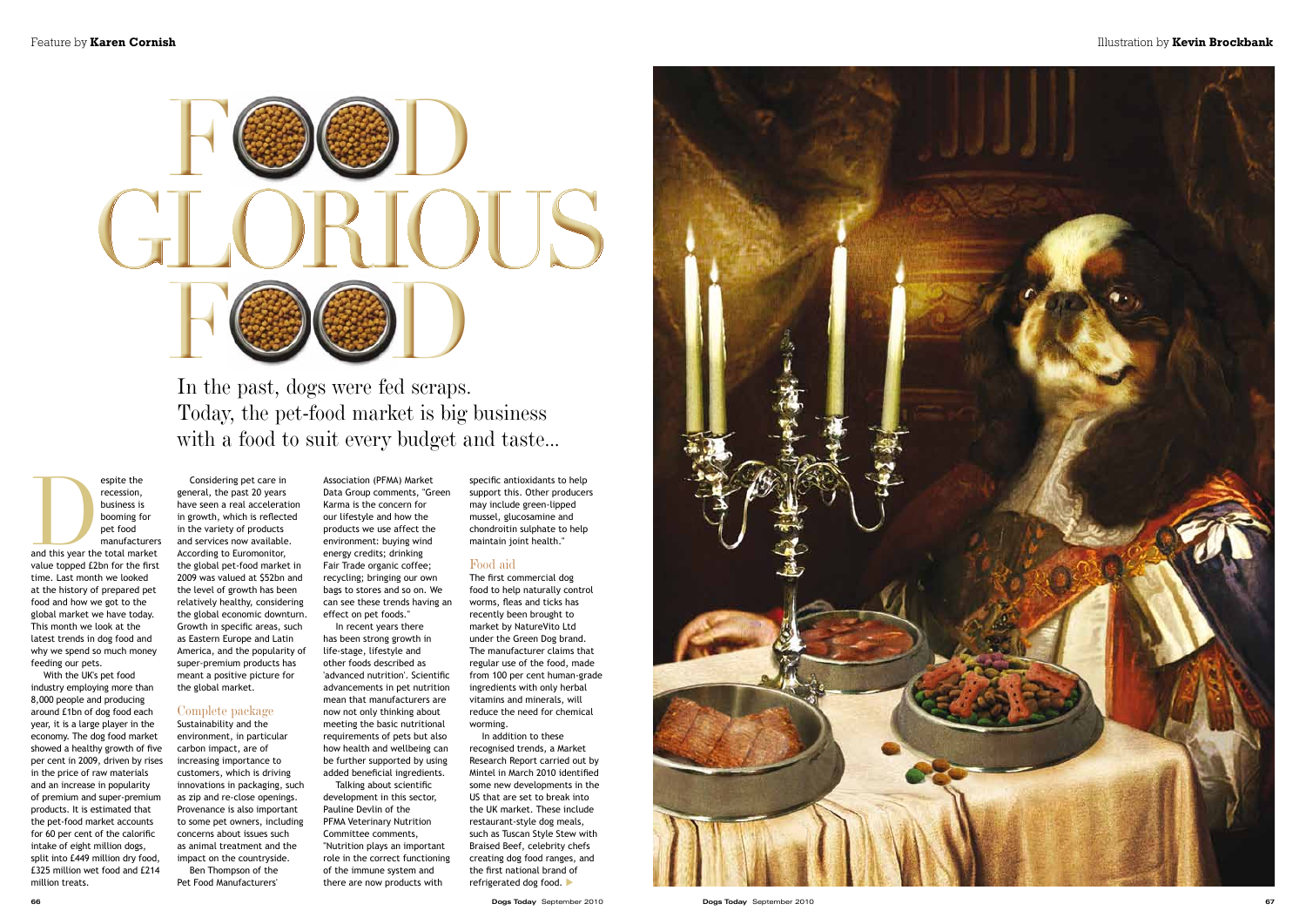Feature by **Karen Cornish**

Illustration by **Kevin Brockbank**

# FOOD GLORIOUS FOOD

In the past, dogs were fed scraps. Today, the pet-food market is big business with a food to suit every budget and taste...

Despite the recession, business is booming for pet food manufacturers and this year the total market value topped £2bn for the first time. Last month we looked at the history of prepared pet food and how we got to the global market we have today. This month we look at the latest trends in dog food and why we spend so much money feeding our pets.

With the UK's pet food industry employing more than 8,000 people and producing around £1bn of dog food each year, it is a large player in the economy. The dog food market showed a healthy growth of five per cent in 2009, driven by rises in the price of raw materials and an increase in popularity of premium and super-premium products. It is estimated that the pet-food market accounts for 60 per cent of the calorific intake of eight million dogs, split into £449 million dry food, £325 million wet food and £214 million treats.

Considering pet care in general, the past 20 years have seen a real acceleration in growth, which is reflected in the variety of products and services now available. According to Euromonitor, the global pet-food market in 2009 was valued at $52bn and the level of growth has been relatively healthy, considering the global economic downturn. Growth in specific areas, such as Eastern Europe and Latin America, and the popularity of super-premium products has meant a positive picture for the global market.

## Complete package

Sustainability and the environment, in particular carbon impact, are of increasing importance to customers, which is driving innovations in packaging, such as zip and re-close openings. Provenance is also important to some pet owners, including concerns about issues such as animal treatment and the impact on the countryside.

Ben Thompson of the Pet Food Manufacturers' Association (PFMA) Market Data Group comments, "Green Karma is the concern for our lifestyle and how the products we use affect the environment: buying wind energy credits; drinking Fair Trade organic coffee; recycling; bringing our own bags to stores and so on. We can see these trends having an effect on pet foods."

In recent years there has been strong growth in life-stage, lifestyle and other foods described as 'advanced nutrition'. Scientific advancements in pet nutrition mean that manufacturers are now not only thinking about meeting the basic nutritional requirements of pets but also how health and wellbeing can be further supported by using added beneficial ingredients.

Talking about scientific development in this sector, Pauline Devlin of the PFMA Veterinary Nutrition Committee comments, "Nutrition plays an important role in the correct functioning of the immune system and there are now products with specific antioxidants to help support this. Other producers may include green-lipped mussel, glucosamine and chondroitin sulphate to help maintain joint health."

## Food aid

The first commercial dog food to help naturally control worms, fleas and ticks has recently been brought to market by NatureVito Ltd under the Green Dog brand. The manufacturer claims that regular use of the food, made from 100 per cent human-grade ingredients with only herbal vitamins and minerals, will reduce the need for chemical worming.

In addition to these recognised trends, a Market Research Report carried out by Mintel in March 2010 identified some new developments in the US that are set to break into the UK market. These include restaurant-style dog meals, such as Tuscan Style Stew with Braised Beef, celebrity chefs creating dog food ranges, and the first national brand of refrigerated dog food. ▶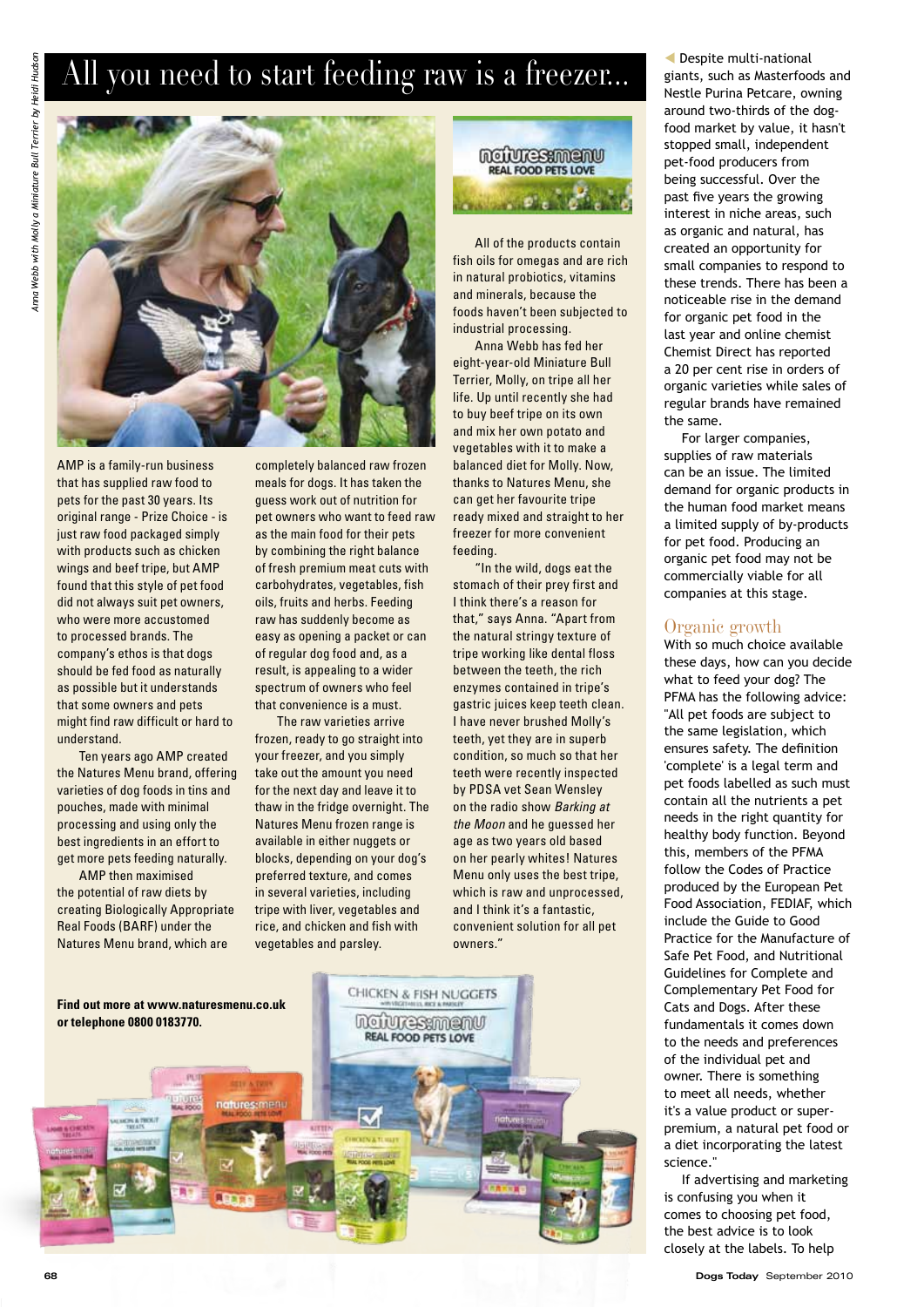# All you need to start feeding raw is a freezer...

*Anna Webb with Molly a Miniature Bull Terrier by Heidi Hudson*

AMP is a family-run business that has supplied raw food to pets for the past 30 years. Its original range - Prize Choice - is just raw food packaged simply with products such as chicken wings and beef tripe, but AMP found that this style of pet food did not always suit pet owners, who were more accustomed to processed brands. The company's ethos is that dogs should be fed food as naturally as possible but it understands that some owners and pets might find raw difficult or hard to understand.

Ten years ago AMP created the Natures Menu brand, offering varieties of dog foods in tins and pouches, made with minimal processing and using only the best ingredients in an effort to get more pets feeding naturally.

AMP then maximised the potential of raw diets by creating Biologically Appropriate Real Foods (BARF) under the Natures Menu brand, which are completely balanced raw frozen meals for dogs. It has taken the guess work out of nutrition for pet owners who want to feed raw as the main food for their pets by combining the right balance of fresh premium meat cuts with carbohydrates, vegetables, fish oils, fruits and herbs. Feeding raw has suddenly become as easy as opening a packet or can of regular dog food and, as a result, is appealing to a wider spectrum of owners who feel that convenience is a must.

The raw varieties arrive frozen, ready to go straight into your freezer, and you simply take out the amount you need for the next day and leave it to thaw in the fridge overnight. The Natures Menu frozen range is available in either nuggets or blocks, depending on your dog's preferred texture, and comes in several varieties, including tripe with liver, vegetables and rice, and chicken and fish with vegetables and parsley.

All of the products contain fish oils for omegas and are rich in natural probiotics, vitamins and minerals, because the foods haven't been subjected to industrial processing.

Anna Webb has fed her eight-year-old Miniature Bull Terrier, Molly, on tripe all her life. Up until recently she had to buy beef tripe on its own and mix her own potato and vegetables with it to make a balanced diet for Molly. Now, thanks to Natures Menu, she can get her favourite tripe ready mixed and straight to her freezer for more convenient feeding.

"In the wild, dogs eat the stomach of their prey first and I think there's a reason for that," says Anna. "Apart from the natural stringy texture of tripe working like dental floss between the teeth, the rich enzymes contained in tripe's gastric juices keep teeth clean. I have never brushed Molly's teeth, yet they are in superb condition, so much so that her teeth were recently inspected by PDSA vet Sean Wensley on the radio show *Barking at the Moon* and he guessed her age as two years old based on her pearly whites! Natures Menu only uses the best tripe, which is raw and unprocessed, and I think it's a fantastic, convenient solution for all pet owners."

**Find out more at www.naturesmenu.co.uk or telephone 0800 0183770.**

Despite multi-national giants, such as Masterfoods and Nestle Purina Petcare, owning around two-thirds of the dog-food market by value, it hasn't stopped small, independent pet-food producers from being successful. Over the past five years the growing interest in niche areas, such as organic and natural, has created an opportunity for small companies to respond to these trends. There has been a noticeable rise in the demand for organic pet food in the last year and online chemist Chemist Direct has reported a 20 per cent rise in orders of organic varieties while sales of regular brands have remained the same.

For larger companies, supplies of raw materials can be an issue. The limited demand for organic products in the human food market means a limited supply of by-products for pet food. Producing an organic pet food may not be commercially viable for all companies at this stage.

## Organic growth

With so much choice available these days, how can you decide what to feed your dog? The PFMA has the following advice: "All pet foods are subject to the same legislation, which ensures safety. The definition 'complete' is a legal term and pet foods labelled as such must contain all the nutrients a pet needs in the right quantity for healthy body function. Beyond this, members of the PFMA follow the Codes of Practice produced by the European Pet Food Association, FEDIAF, which include the Guide to Good Practice for the Manufacture of Safe Pet Food, and Nutritional Guidelines for Complete and Complementary Pet Food for Cats and Dogs. After these fundamentals it comes down to the needs and preferences of the individual pet and owner. There is something to meet all needs, whether it's a value product or super-premium, a natural pet food or a diet incorporating the latest science."

If advertising and marketing is confusing you when it comes to choosing pet food, the best advice is to look closely at the labels. To help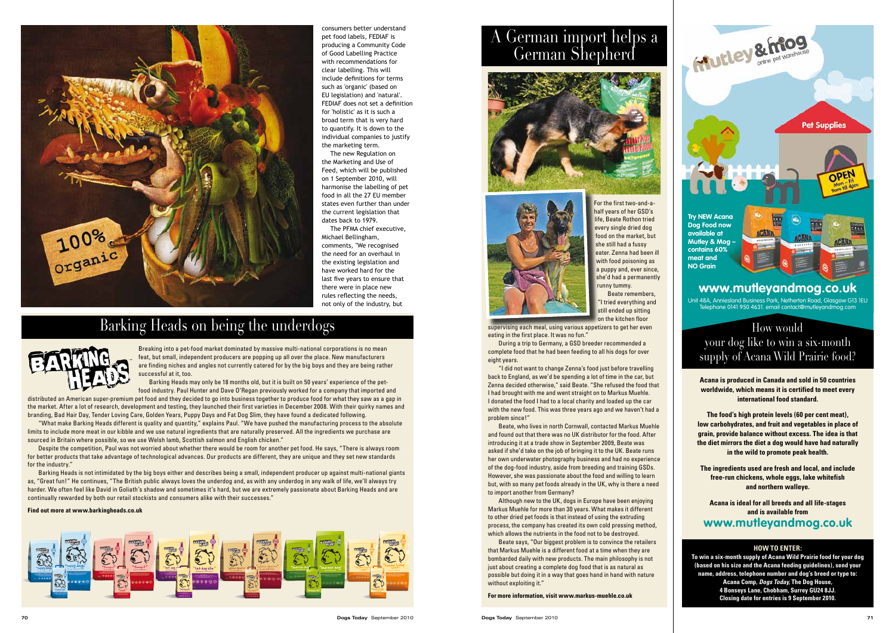consumers better understand pet food labels, FEDIAF is producing a Community Code of Good Labelling Practice with recommendations for clear labelling. This will include definitions for terms such as 'organic' (based on EU legislation) and 'natural'. FEDIAF does not set a definition for 'holistic' as it is such a broad term that is very hard to quantify. It is down to the individual companies to justify the marketing term.

The new Regulation on the Marketing and Use of Feed, which will be published on 1 September 2010, will harmonise the labelling of pet food in all the 27 EU member states even further than under the current legislation that dates back to 1979.

The PFMA chief executive, Michael Bellingham, comments, "We recognised the need for an overhaul in the existing legislation and have worked hard for the last five years to ensure that there were in place new rules reflecting the needs, not only of the industry, but

## Barking Heads on being the underdogs

Breaking into a pet-food market dominated by massive multi-national corporations is no mean feat, but small, independent producers are popping up all over the place. New manufacturers are finding niches and angles not currently catered for by the big boys and they are being rather successful at it, too.

Barking Heads may only be 18 months old, but it is built on 50 years' experience of the pet-food industry. Paul Hunter and Dave O'Regan previously worked for a company that imported and distributed an American super-premium pet food and they decided to go into business together to produce food for what they saw as a gap in the market. After a lot of research, development and testing, they launched their first varieties in December 2008. With their quirky names and branding, Bad Hair Day, Tender Loving Care, Golden Years, Puppy Days and Fat Dog Slim, they have found a dedicated following.

"What make Barking Heads different is quality and quantity," explains Paul. "We have pushed the manufacturing process to the absolute limits to include more meat in our kibble and we use natural ingredients that are naturally preserved. All the ingredients we purchase are sourced in Britain where possible, so we use Welsh lamb, Scottish salmon and English chicken."

Despite the competition, Paul was not worried about whether there would be room for another pet food. He says, "There is always room for better products that take advantage of technological advances. Our products are different, they are unique and they set new standards for the industry."

Barking Heads is not intimidated by the big boys either and describes being a small, independent producer up against multi-national giants as, "Great fun!" He continues, "The British public always loves the underdog and, as with any underdog in any walk of life, we'll always try harder. We often feel like David in Goliath's shadow and sometimes it's hard, but we are extremely passionate about Barking Heads and are continually rewarded by both our retail stockists and consumers alike with their successes."

**Find out more at www.barkingheads.co.uk**

## A German import helps a German Shepherd

For the first two-and-a-half years of her GSD's life, Beate Rothon tried every single dried dog food on the market, but she still had a fussy eater. Zenna had been ill with food poisoning as a puppy and, ever since, she'd had a permanently runny tummy.

Beate remembers, "I tried everything and still ended up sitting on the kitchen floor supervising each meal, using various appetizers to get her even eating in the first place. It was no fun."

During a trip to Germany, a GSD breeder recommended a complete food that he had been feeding to all his dogs for over eight years.

"I did not want to change Zenna's food just before travelling back to England, as we'd be spending a lot of time in the car, but Zenna decided otherwise," said Beate. "She refused the food that I had brought with me and went straight on to Markus Muehle. I donated the food I had to a local charity and loaded up the car with the new food. This was three years ago and we haven't had a problem since!"

Beate, who lives in north Cornwall, contacted Markus Muehle and found out that there was no UK distributor for the food. After introducing it at a trade show in September 2009, Beate was asked if she'd take on the job of bringing it to the UK. Beate runs her own underwater photography business and had no experience of the dog-food industry, aside from breeding and training GSDs. However, she was passionate about the food and willing to learn but, with so many pet foods already in the UK, why is there a need to import another from Germany?

Although new to the UK, dogs in Europe have been enjoying Markus Muehle for more than 30 years. What makes it different to other dried pet foods is that instead of using the extruding process, the company has created its own cold pressing method, which allows the nutrients in the food not to be destroyed.

Beate says, "Our biggest problem is to convince the retailers that Markus Muehle is a different food at a time when they are bombarded daily with new products. The main philosophy is not just about creating a complete dog food that is as natural as possible but doing it in a way that goes hand in hand with nature without exploiting it."

**For more information, visit www.markus-muehle.co.uk**

**Try NEW Acana Dog Food now available at Mutley & Mog – contains 60% meat and NO Grain**

## www.mutleyandmog.co.uk

Unit 48A, Anniesland Business Park, Netherton Road, Glasgow G13 1EU
Telephone 0141 950 4631. email contact@mutleyandmog.com

## How would your dog like to win a six-month supply of Acana Wild Prairie food?

**Acana is produced in Canada and sold in 50 countries worldwide, which means it is certified to meet every international food standard.**

**The food's high protein levels (60 per cent meat), low carbohydrates, and fruit and vegetables in place of grain, provide balance without excess. The idea is that the diet mirrors the diet a dog would have had naturally in the wild to promote peak health.**

**The ingredients used are fresh and local, and include free-run chickens, whole eggs, lake whitefish and northern walleye.**

**Acana is ideal for all breeds and all life-stages and is available from**

## www.mutleyandmog.co.uk

**HOW TO ENTER:**

**To win a six-month supply of Acana Wild Prairie food for your dog (based on his size and the Acana feeding guidelines), send your name, address, telephone number and dog's breed or type to: Acana Comp, *Dogs Today*, The Dog House, 4 Bonseys Lane, Chobham, Surrey GU24 8JJ. Closing date for entries is 9 September 2010.**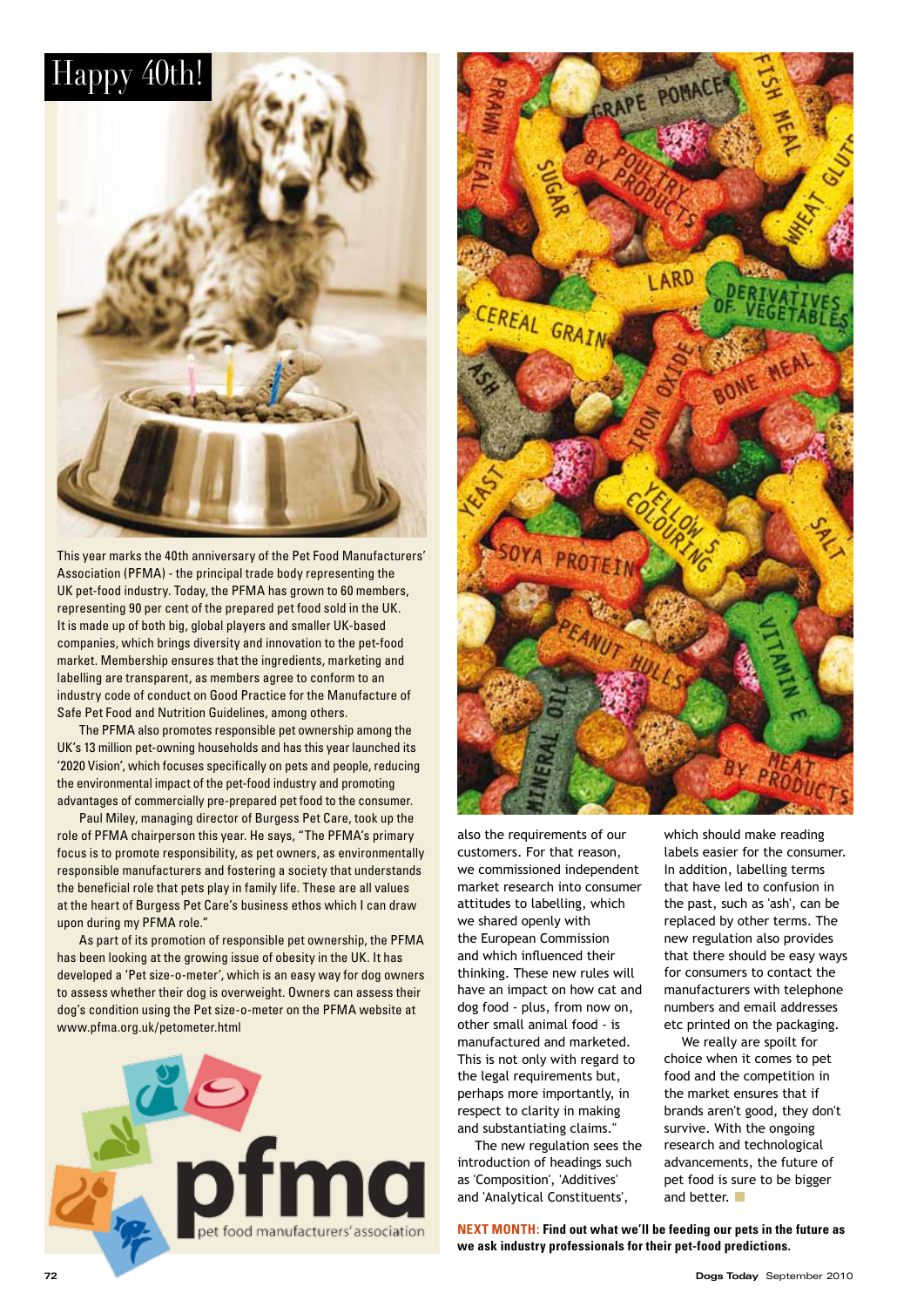# Happy 40th!

This year marks the 40th anniversary of the Pet Food Manufacturers' Association (PFMA) - the principal trade body representing the UK pet-food industry. Today, the PFMA has grown to 60 members, representing 90 per cent of the prepared pet food sold in the UK. It is made up of both big, global players and smaller UK-based companies, which brings diversity and innovation to the pet-food market. Membership ensures that the ingredients, marketing and labelling are transparent, as members agree to conform to an industry code of conduct on Good Practice for the Manufacture of Safe Pet Food and Nutrition Guidelines, among others.

The PFMA also promotes responsible pet ownership among the UK's 13 million pet-owning households and has this year launched its '2020 Vision', which focuses specifically on pets and people, reducing the environmental impact of the pet-food industry and promoting advantages of commercially pre-prepared pet food to the consumer.

Paul Miley, managing director of Burgess Pet Care, took up the role of PFMA chairperson this year. He says, "The PFMA's primary focus is to promote responsibility, as pet owners, as environmentally responsible manufacturers and fostering a society that understands the beneficial role that pets play in family life. These are all values at the heart of Burgess Pet Care's business ethos which I can draw upon during my PFMA role."

As part of its promotion of responsible pet ownership, the PFMA has been looking at the growing issue of obesity in the UK. It has developed a 'Pet size-o-meter', which is an easy way for dog owners to assess whether their dog is overweight. Owners can assess their dog's condition using the Pet size-o-meter on the PFMA website at www.pfma.org.uk/petometer.html

pfma
pet food manufacturers' association

also the requirements of our customers. For that reason, we commissioned independent market research into consumer attitudes to labelling, which we shared openly with the European Commission and which influenced their thinking. These new rules will have an impact on how cat and dog food - plus, from now on, other small animal food - is manufactured and marketed. This is not only with regard to the legal requirements but, perhaps more importantly, in respect to clarity in making and substantiating claims."

The new regulation sees the introduction of headings such as 'Composition', 'Additives' and 'Analytical Constituents', which should make reading labels easier for the consumer. In addition, labelling terms that have led to confusion in the past, such as 'ash', can be replaced by other terms. The new regulation also provides that there should be easy ways for consumers to contact the manufacturers with telephone numbers and email addresses etc printed on the packaging.

We really are spoilt for choice when it comes to pet food and the competition in the market ensures that if brands aren't good, they don't survive. With the ongoing research and technological advancements, the future of pet food is sure to be bigger and better.

**NEXT MONTH: Find out what we'll be feeding our pets in the future as we ask industry professionals for their pet-food predictions.**